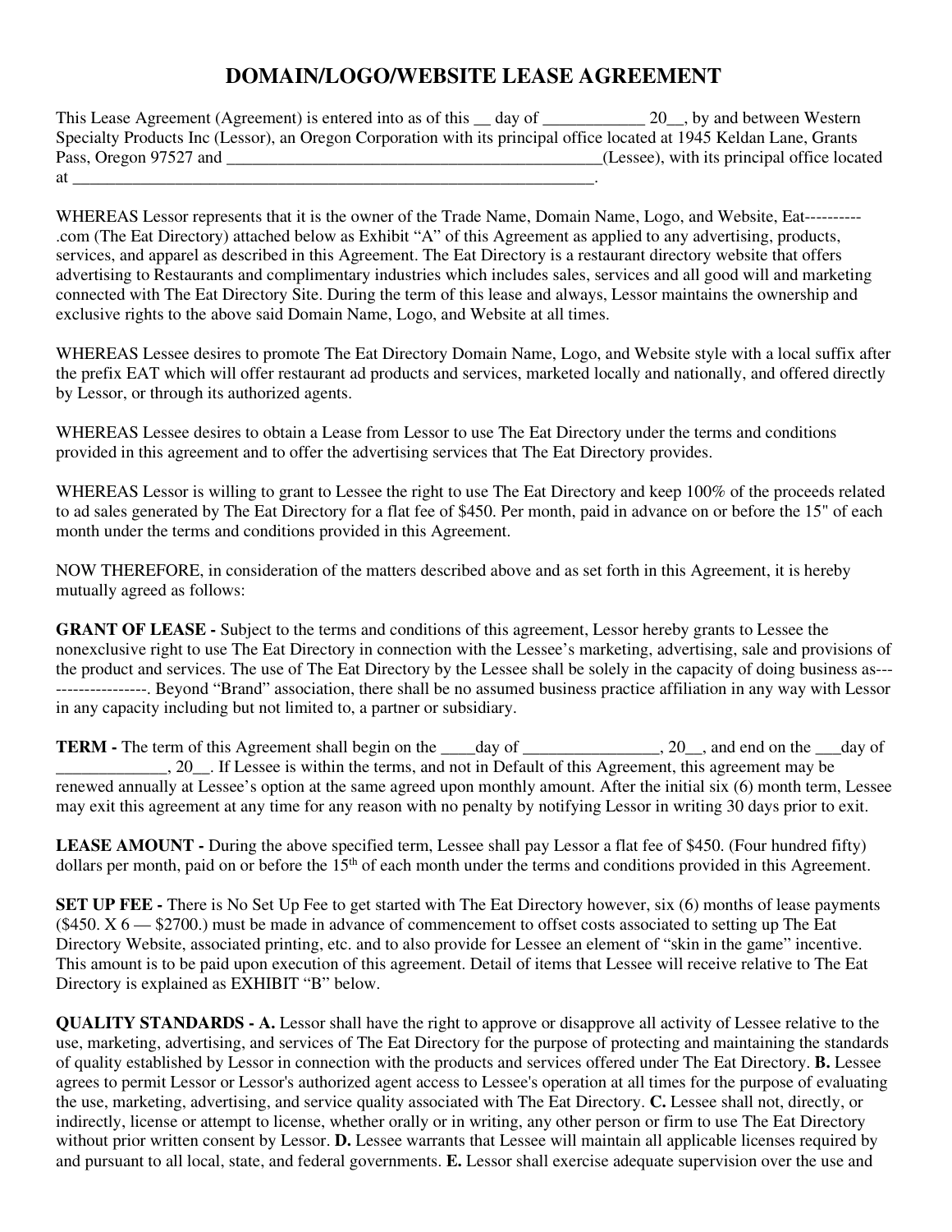# DOMAIN/LOGO/WEBSITE LEASE AGREEMENT

This Lease Agreement (Agreement) is entered into as of this __ day of ____________ 20__, by and between Western Specialty Products Inc (Lessor), an Oregon Corporation with its principal office located at 1945 Keldan Lane, Grants Pass, Oregon 97527 and ____________________________________________(Lessee), with its principal office located at ______________________________________________________________.

WHEREAS Lessor represents that it is the owner of the Trade Name, Domain Name, Logo, and Website, Eat----------.com (The Eat Directory) attached below as Exhibit "A" of this Agreement as applied to any advertising, products, services, and apparel as described in this Agreement. The Eat Directory is a restaurant directory website that offers advertising to Restaurants and complimentary industries which includes sales, services and all good will and marketing connected with The Eat Directory Site. During the term of this lease and always, Lessor maintains the ownership and exclusive rights to the above said Domain Name, Logo, and Website at all times.

WHEREAS Lessee desires to promote The Eat Directory Domain Name, Logo, and Website style with a local suffix after the prefix EAT which will offer restaurant ad products and services, marketed locally and nationally, and offered directly by Lessor, or through its authorized agents.

WHEREAS Lessee desires to obtain a Lease from Lessor to use The Eat Directory under the terms and conditions provided in this agreement and to offer the advertising services that The Eat Directory provides.

WHEREAS Lessor is willing to grant to Lessee the right to use The Eat Directory and keep 100% of the proceeds related to ad sales generated by The Eat Directory for a flat fee of $450. Per month, paid in advance on or before the 15" of each month under the terms and conditions provided in this Agreement.

NOW THEREFORE, in consideration of the matters described above and as set forth in this Agreement, it is hereby mutually agreed as follows:

**GRANT OF LEASE -** Subject to the terms and conditions of this agreement, Lessor hereby grants to Lessee the nonexclusive right to use The Eat Directory in connection with the Lessee's marketing, advertising, sale and provisions of the product and services. The use of The Eat Directory by the Lessee shall be solely in the capacity of doing business as-------------------. Beyond "Brand" association, there shall be no assumed business practice affiliation in any way with Lessor in any capacity including but not limited to, a partner or subsidiary.

**TERM -** The term of this Agreement shall begin on the ____day of ________________, 20__, and end on the ___day of _____________, 20__. If Lessee is within the terms, and not in Default of this Agreement, this agreement may be renewed annually at Lessee's option at the same agreed upon monthly amount. After the initial six (6) month term, Lessee may exit this agreement at any time for any reason with no penalty by notifying Lessor in writing 30 days prior to exit.

**LEASE AMOUNT -** During the above specified term, Lessee shall pay Lessor a flat fee of $450. (Four hundred fifty) dollars per month, paid on or before the 15th of each month under the terms and conditions provided in this Agreement.

**SET UP FEE -** There is No Set Up Fee to get started with The Eat Directory however, six (6) months of lease payments ($450. X 6 — $2700.) must be made in advance of commencement to offset costs associated to setting up The Eat Directory Website, associated printing, etc. and to also provide for Lessee an element of "skin in the game" incentive. This amount is to be paid upon execution of this agreement. Detail of items that Lessee will receive relative to The Eat Directory is explained as EXHIBIT "B" below.

**QUALITY STANDARDS - A.** Lessor shall have the right to approve or disapprove all activity of Lessee relative to the use, marketing, advertising, and services of The Eat Directory for the purpose of protecting and maintaining the standards of quality established by Lessor in connection with the products and services offered under The Eat Directory. **B.** Lessee agrees to permit Lessor or Lessor's authorized agent access to Lessee's operation at all times for the purpose of evaluating the use, marketing, advertising, and service quality associated with The Eat Directory. **C.** Lessee shall not, directly, or indirectly, license or attempt to license, whether orally or in writing, any other person or firm to use The Eat Directory without prior written consent by Lessor. **D.** Lessee warrants that Lessee will maintain all applicable licenses required by and pursuant to all local, state, and federal governments. **E.** Lessor shall exercise adequate supervision over the use and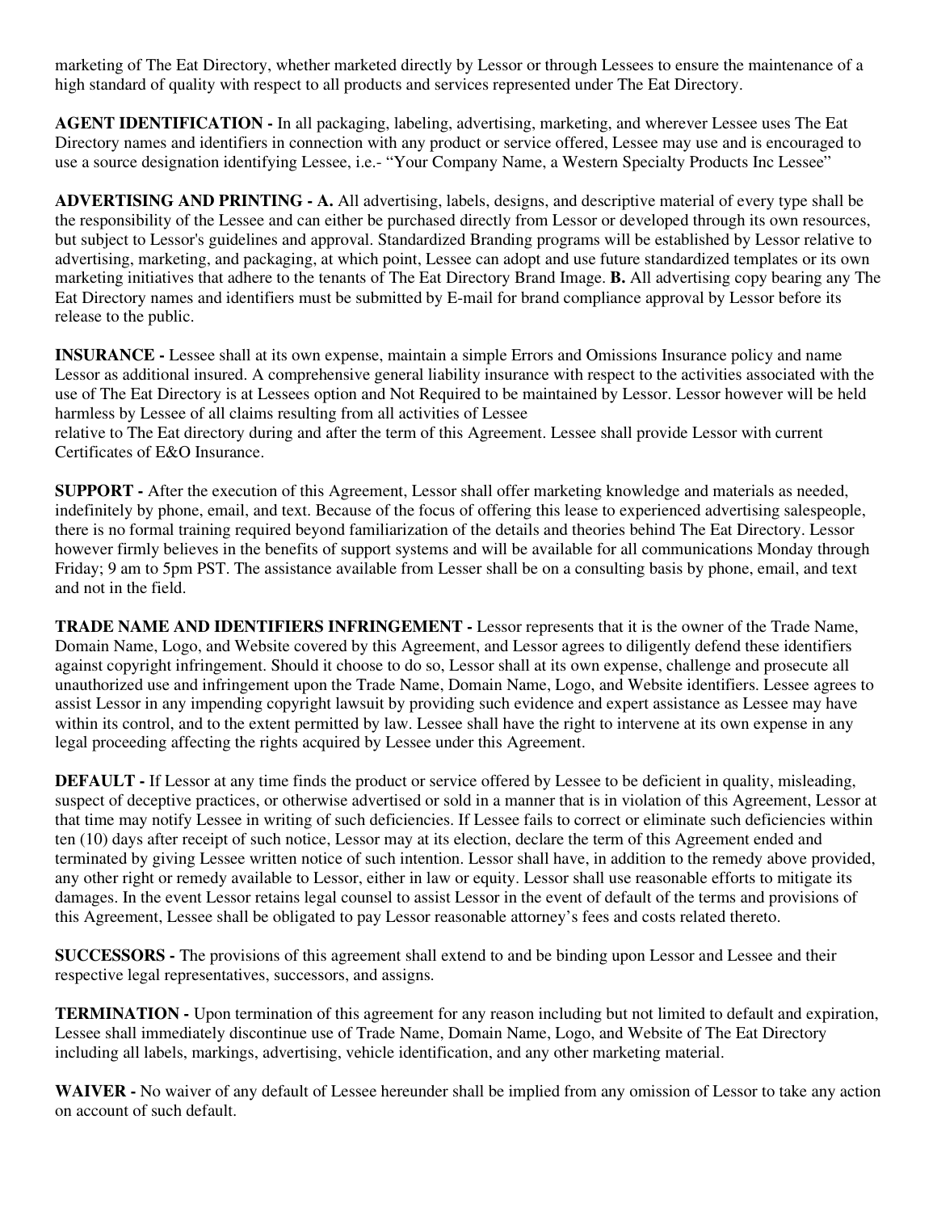marketing of The Eat Directory, whether marketed directly by Lessor or through Lessees to ensure the maintenance of a high standard of quality with respect to all products and services represented under The Eat Directory.

**AGENT IDENTIFICATION -** In all packaging, labeling, advertising, marketing, and wherever Lessee uses The Eat Directory names and identifiers in connection with any product or service offered, Lessee may use and is encouraged to use a source designation identifying Lessee, i.e.- "Your Company Name, a Western Specialty Products Inc Lessee"

**ADVERTISING AND PRINTING - A.** All advertising, labels, designs, and descriptive material of every type shall be the responsibility of the Lessee and can either be purchased directly from Lessor or developed through its own resources, but subject to Lessor's guidelines and approval. Standardized Branding programs will be established by Lessor relative to advertising, marketing, and packaging, at which point, Lessee can adopt and use future standardized templates or its own marketing initiatives that adhere to the tenants of The Eat Directory Brand Image. **B.** All advertising copy bearing any The Eat Directory names and identifiers must be submitted by E-mail for brand compliance approval by Lessor before its release to the public.

**INSURANCE -** Lessee shall at its own expense, maintain a simple Errors and Omissions Insurance policy and name Lessor as additional insured. A comprehensive general liability insurance with respect to the activities associated with the use of The Eat Directory is at Lessees option and Not Required to be maintained by Lessor. Lessor however will be held harmless by Lessee of all claims resulting from all activities of Lessee relative to The Eat directory during and after the term of this Agreement. Lessee shall provide Lessor with current Certificates of E&O Insurance.

**SUPPORT -** After the execution of this Agreement, Lessor shall offer marketing knowledge and materials as needed, indefinitely by phone, email, and text. Because of the focus of offering this lease to experienced advertising salespeople, there is no formal training required beyond familiarization of the details and theories behind The Eat Directory. Lessor however firmly believes in the benefits of support systems and will be available for all communications Monday through Friday; 9 am to 5pm PST. The assistance available from Lesser shall be on a consulting basis by phone, email, and text and not in the field.

**TRADE NAME AND IDENTIFIERS INFRINGEMENT -** Lessor represents that it is the owner of the Trade Name, Domain Name, Logo, and Website covered by this Agreement, and Lessor agrees to diligently defend these identifiers against copyright infringement. Should it choose to do so, Lessor shall at its own expense, challenge and prosecute all unauthorized use and infringement upon the Trade Name, Domain Name, Logo, and Website identifiers. Lessee agrees to assist Lessor in any impending copyright lawsuit by providing such evidence and expert assistance as Lessee may have within its control, and to the extent permitted by law. Lessee shall have the right to intervene at its own expense in any legal proceeding affecting the rights acquired by Lessee under this Agreement.

**DEFAULT -** If Lessor at any time finds the product or service offered by Lessee to be deficient in quality, misleading, suspect of deceptive practices, or otherwise advertised or sold in a manner that is in violation of this Agreement, Lessor at that time may notify Lessee in writing of such deficiencies. If Lessee fails to correct or eliminate such deficiencies within ten (10) days after receipt of such notice, Lessor may at its election, declare the term of this Agreement ended and terminated by giving Lessee written notice of such intention. Lessor shall have, in addition to the remedy above provided, any other right or remedy available to Lessor, either in law or equity. Lessor shall use reasonable efforts to mitigate its damages. In the event Lessor retains legal counsel to assist Lessor in the event of default of the terms and provisions of this Agreement, Lessee shall be obligated to pay Lessor reasonable attorney's fees and costs related thereto.

**SUCCESSORS -** The provisions of this agreement shall extend to and be binding upon Lessor and Lessee and their respective legal representatives, successors, and assigns.

**TERMINATION -** Upon termination of this agreement for any reason including but not limited to default and expiration, Lessee shall immediately discontinue use of Trade Name, Domain Name, Logo, and Website of The Eat Directory including all labels, markings, advertising, vehicle identification, and any other marketing material.

**WAIVER -** No waiver of any default of Lessee hereunder shall be implied from any omission of Lessor to take any action on account of such default.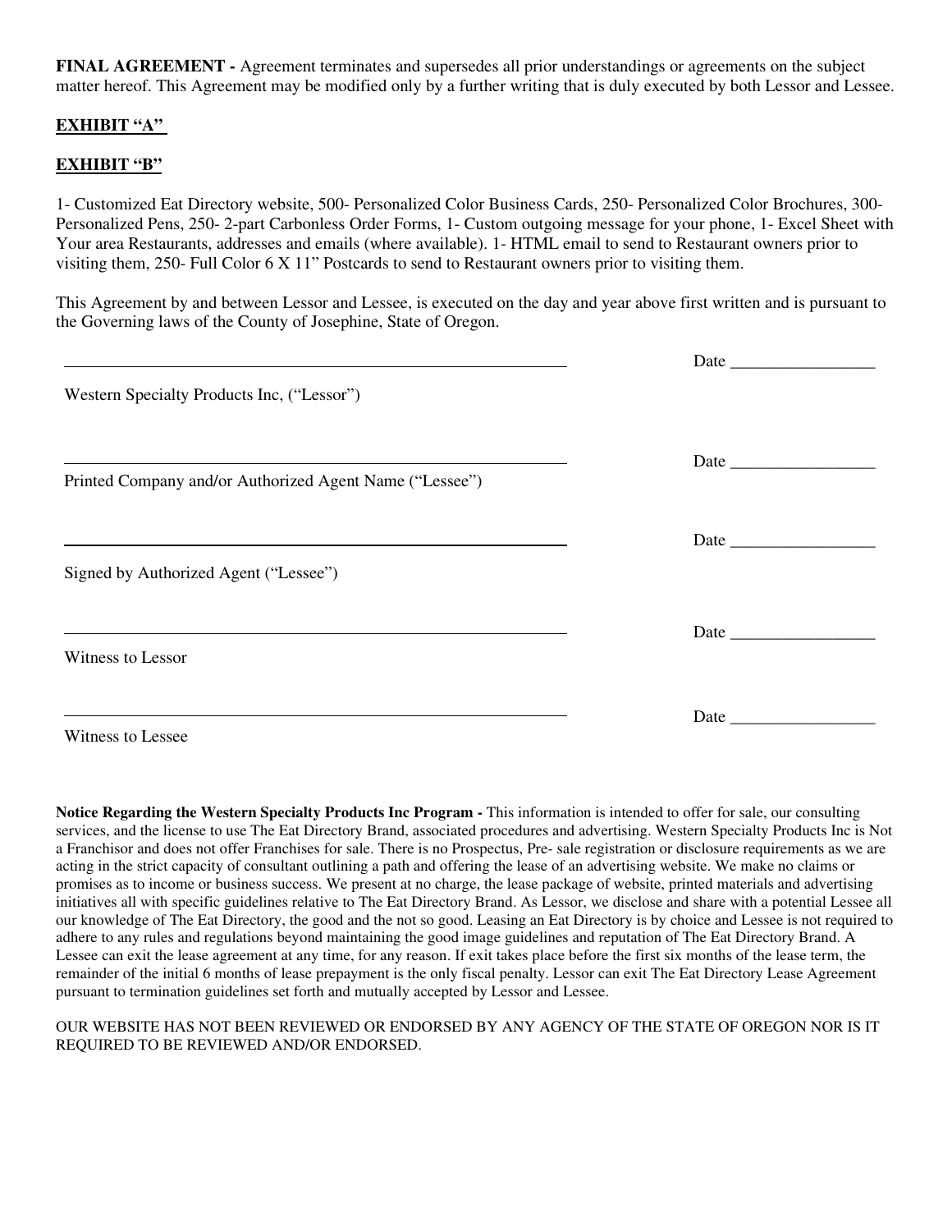**FINAL AGREEMENT -** Agreement terminates and supersedes all prior understandings or agreements on the subject matter hereof. This Agreement may be modified only by a further writing that is duly executed by both Lessor and Lessee.

**EXHIBIT "A"**

**EXHIBIT "B"**

1- Customized Eat Directory website, 500- Personalized Color Business Cards, 250- Personalized Color Brochures, 300- Personalized Pens, 250- 2-part Carbonless Order Forms, 1- Custom outgoing message for your phone, 1- Excel Sheet with Your area Restaurants, addresses and emails (where available). 1- HTML email to send to Restaurant owners prior to visiting them, 250- Full Color 6 X 11" Postcards to send to Restaurant owners prior to visiting them.

This Agreement by and between Lessor and Lessee, is executed on the day and year above first written and is pursuant to the Governing laws of the County of Josephine, State of Oregon.

\_\_\_\_\_\_\_\_\_\_\_\_\_\_\_\_\_\_\_\_\_\_\_\_\_\_\_\_\_\_\_\_\_\_\_\_\_\_\_\_\_\_\_\_ Date \_\_\_\_\_\_\_\_\_\_\_\_\_\_\_\_\_

Western Specialty Products Inc, ("Lessor")

\_\_\_\_\_\_\_\_\_\_\_\_\_\_\_\_\_\_\_\_\_\_\_\_\_\_\_\_\_\_\_\_\_\_\_\_\_\_\_\_\_\_\_\_ Date \_\_\_\_\_\_\_\_\_\_\_\_\_\_\_\_\_

Printed Company and/or Authorized Agent Name ("Lessee")

\_\_\_\_\_\_\_\_\_\_\_\_\_\_\_\_\_\_\_\_\_\_\_\_\_\_\_\_\_\_\_\_\_\_\_\_\_\_\_\_\_\_\_\_ Date \_\_\_\_\_\_\_\_\_\_\_\_\_\_\_\_\_

Signed by Authorized Agent ("Lessee")

\_\_\_\_\_\_\_\_\_\_\_\_\_\_\_\_\_\_\_\_\_\_\_\_\_\_\_\_\_\_\_\_\_\_\_\_\_\_\_\_\_\_\_\_ Date \_\_\_\_\_\_\_\_\_\_\_\_\_\_\_\_\_

Witness to Lessor

\_\_\_\_\_\_\_\_\_\_\_\_\_\_\_\_\_\_\_\_\_\_\_\_\_\_\_\_\_\_\_\_\_\_\_\_\_\_\_\_\_\_\_\_ Date \_\_\_\_\_\_\_\_\_\_\_\_\_\_\_\_\_

Witness to Lessee

**Notice Regarding the Western Specialty Products Inc Program -** This information is intended to offer for sale, our consulting services, and the license to use The Eat Directory Brand, associated procedures and advertising. Western Specialty Products Inc is Not a Franchisor and does not offer Franchises for sale. There is no Prospectus, Pre- sale registration or disclosure requirements as we are acting in the strict capacity of consultant outlining a path and offering the lease of an advertising website. We make no claims or promises as to income or business success. We present at no charge, the lease package of website, printed materials and advertising initiatives all with specific guidelines relative to The Eat Directory Brand. As Lessor, we disclose and share with a potential Lessee all our knowledge of The Eat Directory, the good and the not so good. Leasing an Eat Directory is by choice and Lessee is not required to adhere to any rules and regulations beyond maintaining the good image guidelines and reputation of The Eat Directory Brand. A Lessee can exit the lease agreement at any time, for any reason. If exit takes place before the first six months of the lease term, the remainder of the initial 6 months of lease prepayment is the only fiscal penalty. Lessor can exit The Eat Directory Lease Agreement pursuant to termination guidelines set forth and mutually accepted by Lessor and Lessee.

OUR WEBSITE HAS NOT BEEN REVIEWED OR ENDORSED BY ANY AGENCY OF THE STATE OF OREGON NOR IS IT REQUIRED TO BE REVIEWED AND/OR ENDORSED.